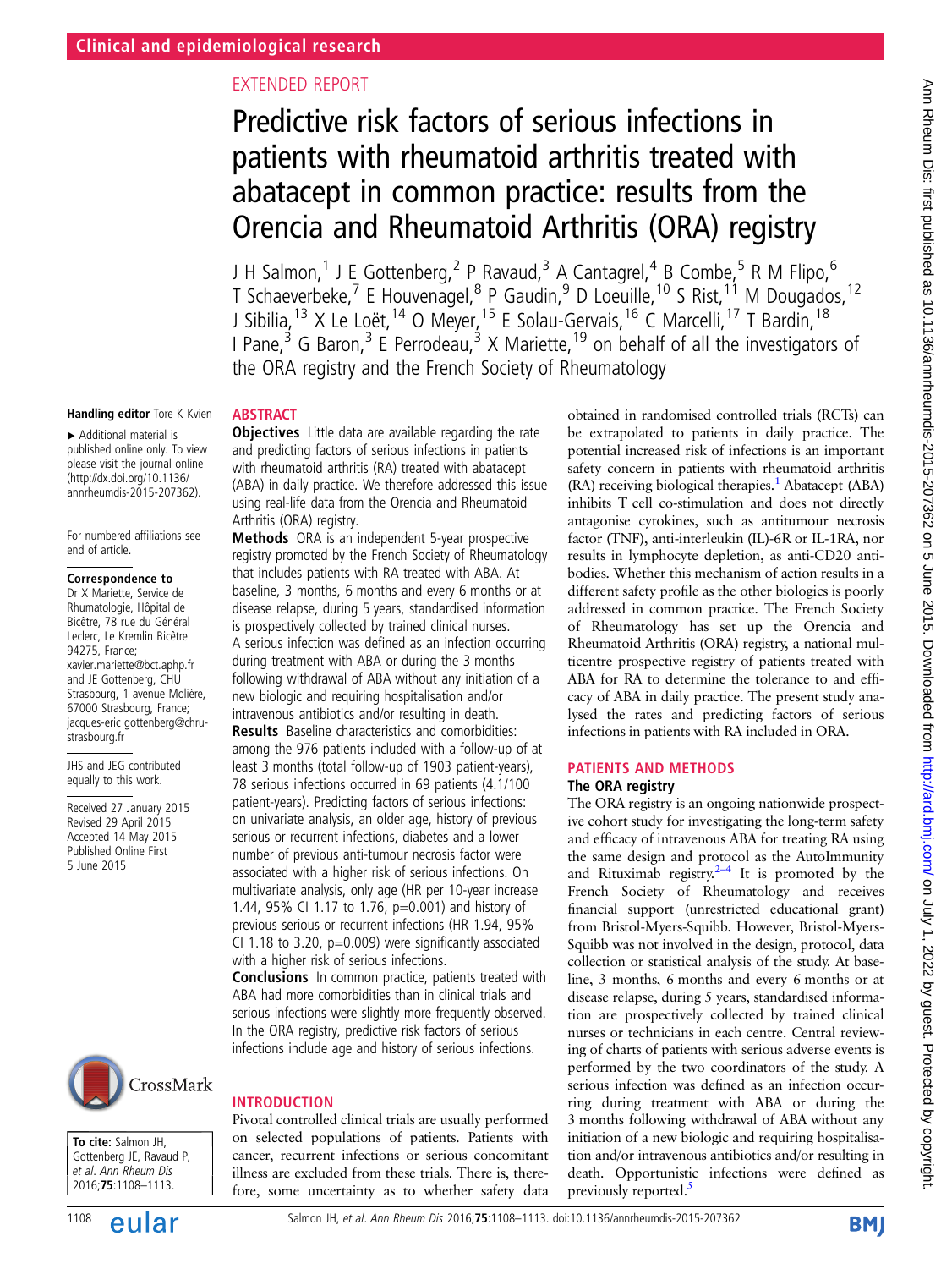Clinical and epidemiological research

EXTENDED REPORT

# Predictive risk factors of serious infections in patients with rheumatoid arthritis treated with abatacept in common practice: results from the Orencia and Rheumatoid Arthritis (ORA) registry

J H Salmon,[1] J E Gottenberg,[2] P Ravaud,[3] A Cantagrel,[4] B Combe,[5] R M Flipo,[6] T Schaeverbeke,[7] E Houvenagel,[8] P Gaudin,[9] D Loeuille,[10] S Rist,[11] M Dougados,[12] J Sibilia,[13] X Le Loët,[14] O Meyer,[15] E Solau-Gervais,[16] C Marcelli,[17] T Bardin,[18] I Pane,[3] G Baron,[3] E Perrodeau,[3] X Mariette,[19] on behalf of all the investigators of the ORA registry and the French Society of Rheumatology

Handling editor Tore K Kvien

▸ Additional material is published online only. To view please visit the journal online (http://dx.doi.org/10.1136/annrheumdis-2015-207362).

For numbered affiliations see end of article.

**Correspondence to**
Dr X Mariette, Service de Rhumatologie, Hôpital de Bicêtre, 78 rue du Général Leclerc, Le Kremlin Bicêtre 94275, France; xavier.mariette@bct.aphp.fr and JE Gottenberg, CHU Strasbourg, 1 avenue Molière, 67000 Strasbourg, France; jacques-eric gottenberg@chru-strasbourg.fr

JHS and JEG contributed equally to this work.

Received 27 January 2015
Revised 29 April 2015
Accepted 14 May 2015
Published Online First 5 June 2015

**To cite:** Salmon JH, Gottenberg JE, Ravaud P, et al. Ann Rheum Dis 2016;75:1108–1113.

## ABSTRACT

**Objectives** Little data are available regarding the rate and predicting factors of serious infections in patients with rheumatoid arthritis (RA) treated with abatacept (ABA) in daily practice. We therefore addressed this issue using real-life data from the Orencia and Rheumatoid Arthritis (ORA) registry.

**Methods** ORA is an independent 5-year prospective registry promoted by the French Society of Rheumatology that includes patients with RA treated with ABA. At baseline, 3 months, 6 months and every 6 months or at disease relapse, during 5 years, standardised information is prospectively collected by trained clinical nurses. A serious infection was defined as an infection occurring during treatment with ABA or during the 3 months following withdrawal of ABA without any initiation of a new biologic and requiring hospitalisation and/or intravenous antibiotics and/or resulting in death.

**Results** Baseline characteristics and comorbidities: among the 976 patients included with a follow-up of at least 3 months (total follow-up of 1903 patient-years), 78 serious infections occurred in 69 patients (4.1/100 patient-years). Predicting factors of serious infections: on univariate analysis, an older age, history of previous serious or recurrent infections, diabetes and a lower number of previous anti-tumour necrosis factor were associated with a higher risk of serious infections. On multivariate analysis, only age (HR per 10-year increase 1.44, 95% CI 1.17 to 1.76, p=0.001) and history of previous serious or recurrent infections (HR 1.94, 95% CI 1.18 to 3.20, p=0.009) were significantly associated with a higher risk of serious infections.

**Conclusions** In common practice, patients treated with ABA had more comorbidities than in clinical trials and serious infections were slightly more frequently observed. In the ORA registry, predictive risk factors of serious infections include age and history of serious infections.

## INTRODUCTION

Pivotal controlled clinical trials are usually performed on selected populations of patients. Patients with cancer, recurrent infections or serious concomitant illness are excluded from these trials. There is, therefore, some uncertainty as to whether safety data obtained in randomised controlled trials (RCTs) can be extrapolated to patients in daily practice. The potential increased risk of infections is an important safety concern in patients with rheumatoid arthritis (RA) receiving biological therapies.[1] Abatacept (ABA) inhibits T cell co-stimulation and does not directly antagonise cytokines, such as antitumour necrosis factor (TNF), anti-interleukin (IL)-6R or IL-1RA, nor results in lymphocyte depletion, as anti-CD20 antibodies. Whether this mechanism of action results in a different safety profile as the other biologics is poorly addressed in common practice. The French Society of Rheumatology has set up the Orencia and Rheumatoid Arthritis (ORA) registry, a national multicentre prospective registry of patients treated with ABA for RA to determine the tolerance to and efficacy of ABA in daily practice. The present study analysed the rates and predicting factors of serious infections in patients with RA included in ORA.

## PATIENTS AND METHODS

### The ORA registry

The ORA registry is an ongoing nationwide prospective cohort study for investigating the long-term safety and efficacy of intravenous ABA for treating RA using the same design and protocol as the AutoImmunity and Rituximab registry.[2–4] It is promoted by the French Society of Rheumatology and receives financial support (unrestricted educational grant) from Bristol-Myers-Squibb. However, Bristol-Myers-Squibb was not involved in the design, protocol, data collection or statistical analysis of the study. At baseline, 3 months, 6 months and every 6 months or at disease relapse, during 5 years, standardised information are prospectively collected by trained clinical nurses or technicians in each centre. Central reviewing of charts of patients with serious adverse events is performed by the two coordinators of the study. A serious infection was defined as an infection occurring during treatment with ABA or during the 3 months following withdrawal of ABA without any initiation of a new biologic and requiring hospitalisation and/or intravenous antibiotics and/or resulting in death. Opportunistic infections were defined as previously reported.[5]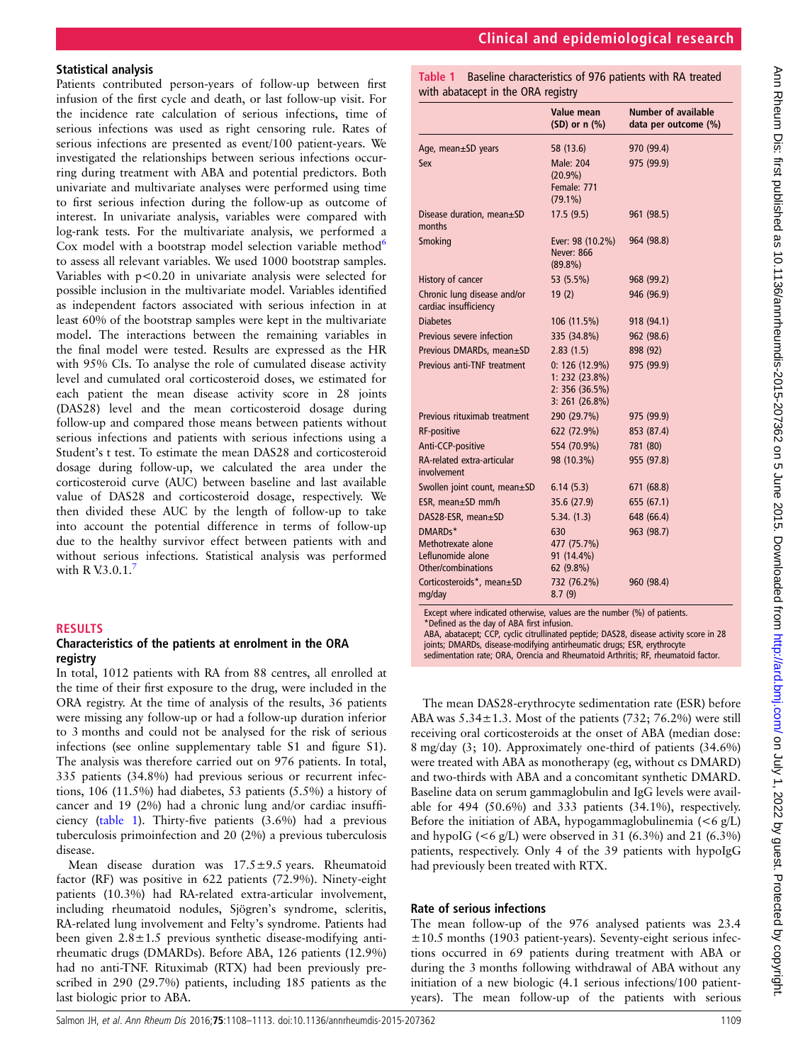### Statistical analysis

Patients contributed person-years of follow-up between first infusion of the first cycle and death, or last follow-up visit. For the incidence rate calculation of serious infections, time of serious infections was used as right censoring rule. Rates of serious infections are presented as event/100 patient-years. We investigated the relationships between serious infections occurring during treatment with ABA and potential predictors. Both univariate and multivariate analyses were performed using time to first serious infection during the follow-up as outcome of interest. In univariate analysis, variables were compared with log-rank tests. For the multivariate analysis, we performed a Cox model with a bootstrap model selection variable method[6] to assess all relevant variables. We used 1000 bootstrap samples. Variables with p<0.20 in univariate analysis were selected for possible inclusion in the multivariate model. Variables identified as independent factors associated with serious infection in at least 60% of the bootstrap samples were kept in the multivariate model. The interactions between the remaining variables in the final model were tested. Results are expressed as the HR with 95% CIs. To analyse the role of cumulated disease activity level and cumulated oral corticosteroid doses, we estimated for each patient the mean disease activity score in 28 joints (DAS28) level and the mean corticosteroid dosage during follow-up and compared those means between patients without serious infections and patients with serious infections using a Student's t test. To estimate the mean DAS28 and corticosteroid dosage during follow-up, we calculated the area under the corticosteroid curve (AUC) between baseline and last available value of DAS28 and corticosteroid dosage, respectively. We then divided these AUC by the length of follow-up to take into account the potential difference in terms of follow-up due to the healthy survivor effect between patients with and without serious infections. Statistical analysis was performed with R V.3.0.1.[7]

## RESULTS

### Characteristics of the patients at enrolment in the ORA registry

In total, 1012 patients with RA from 88 centres, all enrolled at the time of their first exposure to the drug, were included in the ORA registry. At the time of analysis of the results, 36 patients were missing any follow-up or had a follow-up duration inferior to 3 months and could not be analysed for the risk of serious infections (see online supplementary table S1 and figure S1). The analysis was therefore carried out on 976 patients. In total, 335 patients (34.8%) had previous serious or recurrent infections, 106 (11.5%) had diabetes, 53 patients (5.5%) a history of cancer and 19 (2%) had a chronic lung and/or cardiac insufficiency (table 1). Thirty-five patients (3.6%) had a previous tuberculosis primoinfection and 20 (2%) a previous tuberculosis disease.

Mean disease duration was 17.5±9.5 years. Rheumatoid factor (RF) was positive in 622 patients (72.9%). Ninety-eight patients (10.3%) had RA-related extra-articular involvement, including rheumatoid nodules, Sjögren's syndrome, scleritis, RA-related lung involvement and Felty's syndrome. Patients had been given 2.8±1.5 previous synthetic disease-modifying antirheumatic drugs (DMARDs). Before ABA, 126 patients (12.9%) had no anti-TNF. Rituximab (RTX) had been previously prescribed in 290 (29.7%) patients, including 185 patients as the last biologic prior to ABA.

**Table 1** Baseline characteristics of 976 patients with RA treated with abatacept in the ORA registry

| | Value mean (SD) or n (%) | Number of available data per outcome (%) |
|---|---|---|
| Age, mean±SD years | 58 (13.6) | 970 (99.4) |
| Sex | Male: 204 (20.9%) Female: 771 (79.1%) | 975 (99.9) |
| Disease duration, mean±SD months | 17.5 (9.5) | 961 (98.5) |
| Smoking | Ever: 98 (10.2%) Never: 866 (89.8%) | 964 (98.8) |
| History of cancer | 53 (5.5%) | 968 (99.2) |
| Chronic lung disease and/or cardiac insufficiency | 19 (2) | 946 (96.9) |
| Diabetes | 106 (11.5%) | 918 (94.1) |
| Previous severe infection | 335 (34.8%) | 962 (98.6) |
| Previous DMARDs, mean±SD | 2.83 (1.5) | 898 (92) |
| Previous anti-TNF treatment | 0: 126 (12.9%) 1: 232 (23.8%) 2: 356 (36.5%) 3: 261 (26.8%) | 975 (99.9) |
| Previous rituximab treatment | 290 (29.7%) | 975 (99.9) |
| RF-positive | 622 (72.9%) | 853 (87.4) |
| Anti-CCP-positive | 554 (70.9%) | 781 (80) |
| RA-related extra-articular involvement | 98 (10.3%) | 955 (97.8) |
| Swollen joint count, mean±SD | 6.14 (5.3) | 671 (68.8) |
| ESR, mean±SD mm/h | 35.6 (27.9) | 655 (67.1) |
| DAS28-ESR, mean±SD | 5.34. (1.3) | 648 (66.4) |
| DMARDs* Methotrexate alone Leflunomide alone Other/combinations | 630 477 (75.7%) 91 (14.4%) 62 (9.8%) | 963 (98.7) |
| Corticosteroids*, mean±SD mg/day | 732 (76.2%) 8.7 (9) | 960 (98.4) |

Except where indicated otherwise, values are the number (%) of patients.
*Defined as the day of ABA first infusion.
ABA, abatacept; CCP, cyclic citrullinated peptide; DAS28, disease activity score in 28 joints; DMARDs, disease-modifying antirheumatic drugs; ESR, erythrocyte sedimentation rate; ORA, Orencia and Rheumatoid Arthritis; RF, rheumatoid factor.

The mean DAS28-erythrocyte sedimentation rate (ESR) before ABA was 5.34±1.3. Most of the patients (732; 76.2%) were still receiving oral corticosteroids at the onset of ABA (median dose: 8 mg/day (3; 10). Approximately one-third of patients (34.6%) were treated with ABA as monotherapy (eg, without cs DMARD) and two-thirds with ABA and a concomitant synthetic DMARD. Baseline data on serum gammaglobulin and IgG levels were available for 494 (50.6%) and 333 patients (34.1%), respectively. Before the initiation of ABA, hypogammaglobulinemia (<6 g/L) and hypoIG (<6 g/L) were observed in 31 (6.3%) and 21 (6.3%) patients, respectively. Only 4 of the 39 patients with hypoIgG had previously been treated with RTX.

### Rate of serious infections

The mean follow-up of the 976 analysed patients was 23.4 ±10.5 months (1903 patient-years). Seventy-eight serious infections occurred in 69 patients during treatment with ABA or during the 3 months following withdrawal of ABA without any initiation of a new biologic (4.1 serious infections/100 patient-years). The mean follow-up of the patients with serious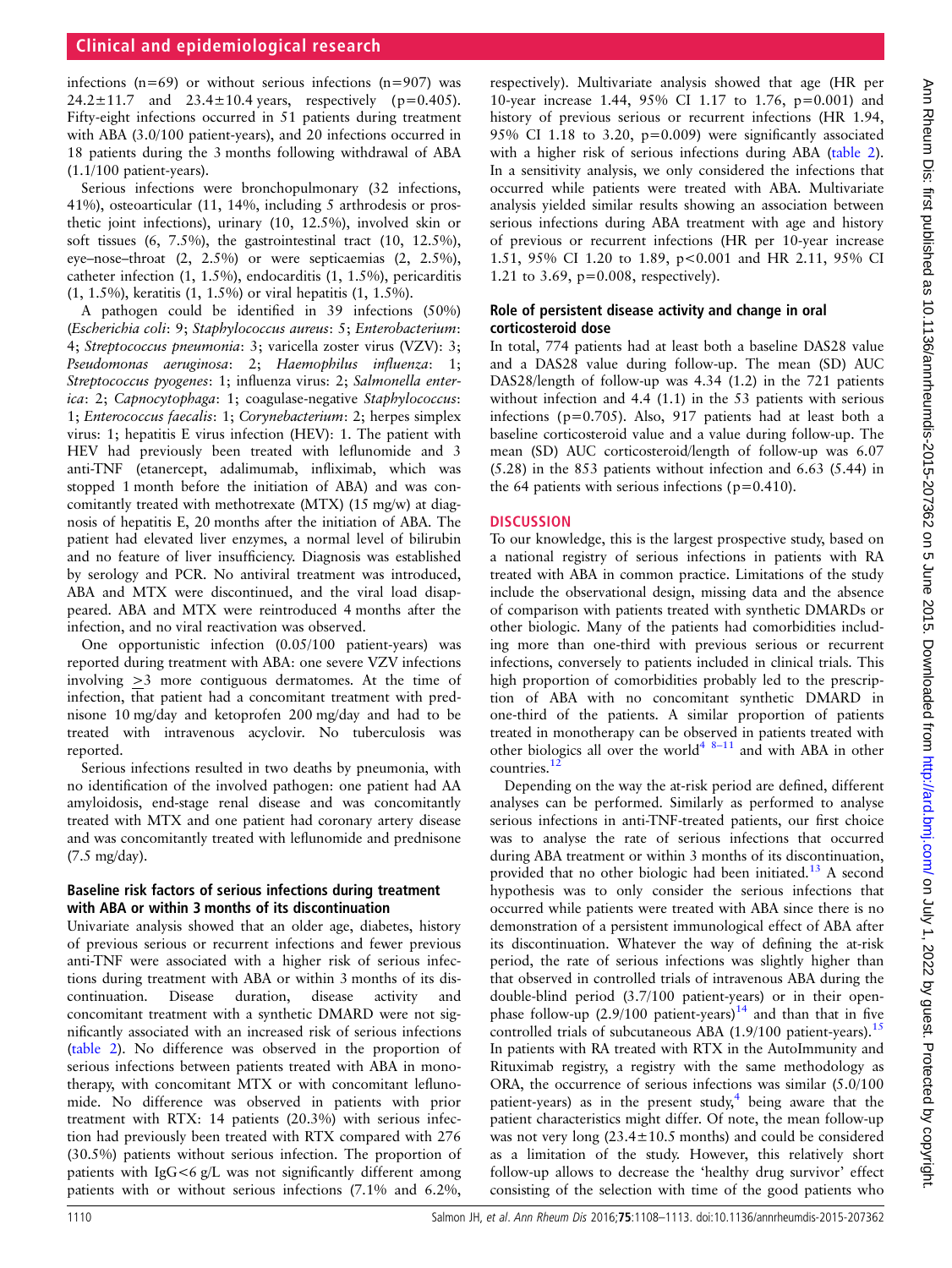infections (n=69) or without serious infections (n=907) was 24.2±11.7 and 23.4±10.4 years, respectively (p=0.405). Fifty-eight infections occurred in 51 patients during treatment with ABA (3.0/100 patient-years), and 20 infections occurred in 18 patients during the 3 months following withdrawal of ABA (1.1/100 patient-years).

Serious infections were bronchopulmonary (32 infections, 41%), osteoarticular (11, 14%, including 5 arthrodesis or prosthetic joint infections), urinary (10, 12.5%), involved skin or soft tissues (6, 7.5%), the gastrointestinal tract (10, 12.5%), eye–nose–throat (2, 2.5%) or were septicaemias (2, 2.5%), catheter infection (1, 1.5%), endocarditis (1, 1.5%), pericarditis (1, 1.5%), keratitis (1, 1.5%) or viral hepatitis (1, 1.5%).

A pathogen could be identified in 39 infections (50%) (*Escherichia coli*: 9; *Staphylococcus aureus*: 5; *Enterobacterium*: 4; *Streptococcus pneumonia*: 3; varicella zoster virus (VZV): 3; *Pseudomonas aeruginosa*: 2; *Haemophilus influenza*: 1; *Streptococcus pyogenes*: 1; influenza virus: 2; *Salmonella enterica*: 2; *Capnocytophaga*: 1; coagulase-negative *Staphylococcus*: 1; *Enterococcus faecalis*: 1; *Corynebacterium*: 2; herpes simplex virus: 1; hepatitis E virus infection (HEV): 1. The patient with HEV had previously been treated with leflunomide and 3 anti-TNF (etanercept, adalimumab, infliximab, which was stopped 1 month before the initiation of ABA) and was concomitantly treated with methotrexate (MTX) (15 mg/w) at diagnosis of hepatitis E, 20 months after the initiation of ABA. The patient had elevated liver enzymes, a normal level of bilirubin and no feature of liver insufficiency. Diagnosis was established by serology and PCR. No antiviral treatment was introduced, ABA and MTX were discontinued, and the viral load disappeared. ABA and MTX were reintroduced 4 months after the infection, and no viral reactivation was observed.

One opportunistic infection (0.05/100 patient-years) was reported during treatment with ABA: one severe VZV infections involving ≥3 more contiguous dermatomes. At the time of infection, that patient had a concomitant treatment with prednisone 10 mg/day and ketoprofen 200 mg/day and had to be treated with intravenous acyclovir. No tuberculosis was reported.

Serious infections resulted in two deaths by pneumonia, with no identification of the involved pathogen: one patient had AA amyloidosis, end-stage renal disease and was concomitantly treated with MTX and one patient had coronary artery disease and was concomitantly treated with leflunomide and prednisone (7.5 mg/day).

### Baseline risk factors of serious infections during treatment with ABA or within 3 months of its discontinuation

Univariate analysis showed that an older age, diabetes, history of previous serious or recurrent infections and fewer previous anti-TNF were associated with a higher risk of serious infections during treatment with ABA or within 3 months of its discontinuation. Disease duration, disease activity and concomitant treatment with a synthetic DMARD were not significantly associated with an increased risk of serious infections (table 2). No difference was observed in the proportion of serious infections between patients treated with ABA in monotherapy, with concomitant MTX or with concomitant leflunomide. No difference was observed in patients with prior treatment with RTX: 14 patients (20.3%) with serious infection had previously been treated with RTX compared with 276 (30.5%) patients without serious infection. The proportion of patients with IgG<6 g/L was not significantly different among patients with or without serious infections (7.1% and 6.2%, respectively). Multivariate analysis showed that age (HR per 10-year increase 1.44, 95% CI 1.17 to 1.76, p=0.001) and history of previous serious or recurrent infections (HR 1.94, 95% CI 1.18 to 3.20, p=0.009) were significantly associated with a higher risk of serious infections during ABA (table 2). In a sensitivity analysis, we only considered the infections that occurred while patients were treated with ABA. Multivariate analysis yielded similar results showing an association between serious infections during ABA treatment with age and history of previous or recurrent infections (HR per 10-year increase 1.51, 95% CI 1.20 to 1.89, p<0.001 and HR 2.11, 95% CI 1.21 to 3.69, p=0.008, respectively).

### Role of persistent disease activity and change in oral corticosteroid dose

In total, 774 patients had at least both a baseline DAS28 value and a DAS28 value during follow-up. The mean (SD) AUC DAS28/length of follow-up was 4.34 (1.2) in the 721 patients without infection and 4.4 (1.1) in the 53 patients with serious infections (p=0.705). Also, 917 patients had at least both a baseline corticosteroid value and a value during follow-up. The mean (SD) AUC corticosteroid/length of follow-up was 6.07 (5.28) in the 853 patients without infection and 6.63 (5.44) in the 64 patients with serious infections (p=0.410).

## DISCUSSION

To our knowledge, this is the largest prospective study, based on a national registry of serious infections in patients with RA treated with ABA in common practice. Limitations of the study include the observational design, missing data and the absence of comparison with patients treated with synthetic DMARDs or other biologic. Many of the patients had comorbidities including more than one-third with previous serious or recurrent infections, conversely to patients included in clinical trials. This high proportion of comorbidities probably led to the prescription of ABA with no concomitant synthetic DMARD in one-third of the patients. A similar proportion of patients treated in monotherapy can be observed in patients treated with other biologics all over the world[4,8–11] and with ABA in other countries.[12]

Depending on the way the at-risk period are defined, different analyses can be performed. Similarly as performed to analyse serious infections in anti-TNF-treated patients, our first choice was to analyse the rate of serious infections that occurred during ABA treatment or within 3 months of its discontinuation, provided that no other biologic had been initiated.[13] A second hypothesis was to only consider the serious infections that occurred while patients were treated with ABA since there is no demonstration of a persistent immunological effect of ABA after its discontinuation. Whatever the way of defining the at-risk period, the rate of serious infections was slightly higher than that observed in controlled trials of intravenous ABA during the double-blind period (3.7/100 patient-years) or in their open-phase follow-up (2.9/100 patient-years)[14] and than that in five controlled trials of subcutaneous ABA (1.9/100 patient-years).[15] In patients with RA treated with RTX in the AutoImmunity and Rituximab registry, a registry with the same methodology as ORA, the occurrence of serious infections was similar (5.0/100 patient-years) as in the present study,[4] being aware that the patient characteristics might differ. Of note, the mean follow-up was not very long (23.4±10.5 months) and could be considered as a limitation of the study. However, this relatively short follow-up allows to decrease the 'healthy drug survivor' effect consisting of the selection with time of the good patients who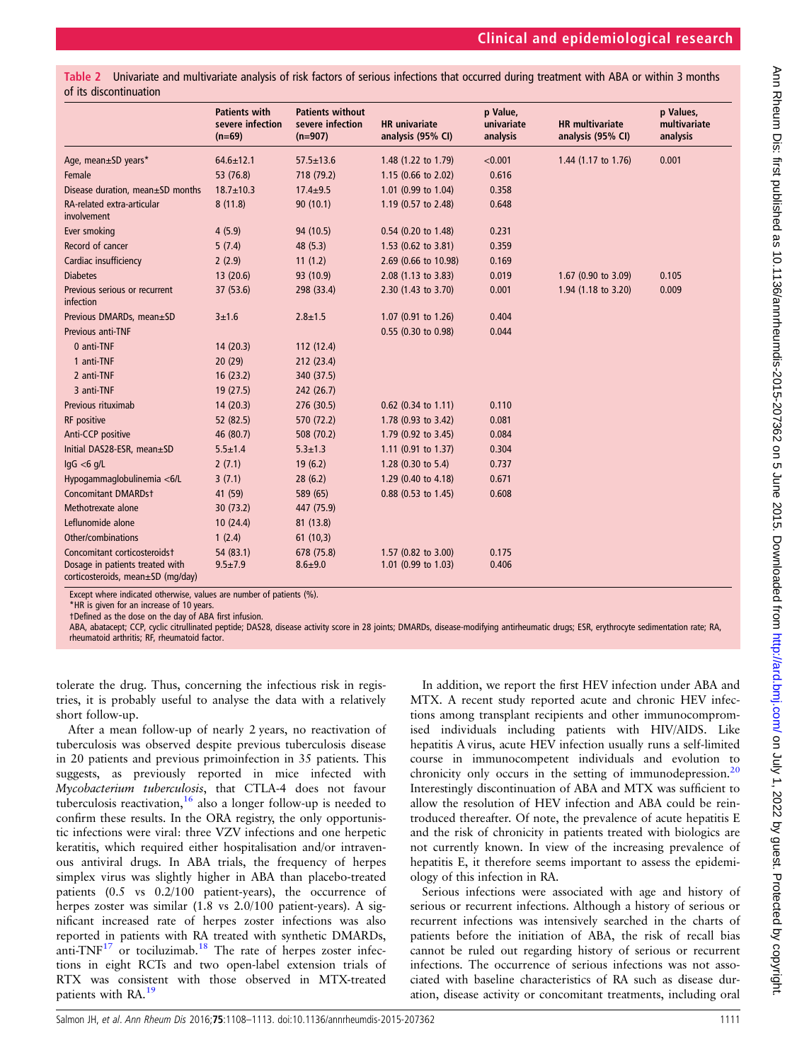**Table 2** Univariate and multivariate analysis of risk factors of serious infections that occurred during treatment with ABA or within 3 months of its discontinuation

| | Patients with severe infection (n=69) | Patients without severe infection (n=907) | HR univariate analysis (95% CI) | p Value, univariate analysis | HR multivariate analysis (95% CI) | p Values, multivariate analysis |
|---|---|---|---|---|---|---|
| Age, mean±SD years* | 64.6±12.1 | 57.5±13.6 | 1.48 (1.22 to 1.79) | <0.001 | 1.44 (1.17 to 1.76) | 0.001 |
| Female | 53 (76.8) | 718 (79.2) | 1.15 (0.66 to 2.02) | 0.616 | | |
| Disease duration, mean±SD months | 18.7±10.3 | 17.4±9.5 | 1.01 (0.99 to 1.04) | 0.358 | | |
| RA-related extra-articular involvement | 8 (11.8) | 90 (10.1) | 1.19 (0.57 to 2.48) | 0.648 | | |
| Ever smoking | 4 (5.9) | 94 (10.5) | 0.54 (0.20 to 1.48) | 0.231 | | |
| Record of cancer | 5 (7.4) | 48 (5.3) | 1.53 (0.62 to 3.81) | 0.359 | | |
| Cardiac insufficiency | 2 (2.9) | 11 (1.2) | 2.69 (0.66 to 10.98) | 0.169 | | |
| Diabetes | 13 (20.6) | 93 (10.9) | 2.08 (1.13 to 3.83) | 0.019 | 1.67 (0.90 to 3.09) | 0.105 |
| Previous serious or recurrent infection | 37 (53.6) | 298 (33.4) | 2.30 (1.43 to 3.70) | 0.001 | 1.94 (1.18 to 3.20) | 0.009 |
| Previous DMARDs, mean±SD | 3±1.6 | 2.8±1.5 | 1.07 (0.91 to 1.26) | 0.404 | | |
| Previous anti-TNF | | | 0.55 (0.30 to 0.98) | 0.044 | | |
| 0 anti-TNF | 14 (20.3) | 112 (12.4) | | | | |
| 1 anti-TNF | 20 (29) | 212 (23.4) | | | | |
| 2 anti-TNF | 16 (23.2) | 340 (37.5) | | | | |
| 3 anti-TNF | 19 (27.5) | 242 (26.7) | | | | |
| Previous rituximab | 14 (20.3) | 276 (30.5) | 0.62 (0.34 to 1.11) | 0.110 | | |
| RF positive | 52 (82.5) | 570 (72.2) | 1.78 (0.93 to 3.42) | 0.081 | | |
| Anti-CCP positive | 46 (80.7) | 508 (70.2) | 1.79 (0.92 to 3.45) | 0.084 | | |
| Initial DAS28-ESR, mean±SD | 5.5±1.4 | 5.3±1.3 | 1.11 (0.91 to 1.37) | 0.304 | | |
| IgG <6 g/L | 2 (7.1) | 19 (6.2) | 1.28 (0.30 to 5.4) | 0.737 | | |
| Hypogammaglobulinemia <6/L | 3 (7.1) | 28 (6.2) | 1.29 (0.40 to 4.18) | 0.671 | | |
| Concomitant DMARDs† | 41 (59) | 589 (65) | 0.88 (0.53 to 1.45) | 0.608 | | |
| Methotrexate alone | 30 (73.2) | 447 (75.9) | | | | |
| Leflunomide alone | 10 (24.4) | 81 (13.8) | | | | |
| Other/combinations | 1 (2.4) | 61 (10,3) | | | | |
| Concomitant corticosteroids† | 54 (83.1) | 678 (75.8) | 1.57 (0.82 to 3.00) | 0.175 | | |
| Dosage in patients treated with corticosteroids, mean±SD (mg/day) | 9.5±7.9 | 8.6±9.0 | 1.01 (0.99 to 1.03) | 0.406 | | |

Except where indicated otherwise, values are number of patients (%).
*HR is given for an increase of 10 years.
†Defined as the dose on the day of ABA first infusion.
ABA, abatacept; CCP, cyclic citrullinated peptide; DAS28, disease activity score in 28 joints; DMARDs, disease-modifying antirheumatic drugs; ESR, erythrocyte sedimentation rate; RA, rheumatoid arthritis; RF, rheumatoid factor.

tolerate the drug. Thus, concerning the infectious risk in registries, it is probably useful to analyse the data with a relatively short follow-up.

After a mean follow-up of nearly 2 years, no reactivation of tuberculosis was observed despite previous tuberculosis disease in 20 patients and previous primoinfection in 35 patients. This suggests, as previously reported in mice infected with *Mycobacterium tuberculosis*, that CTLA-4 does not favour tuberculosis reactivation,[16] also a longer follow-up is needed to confirm these results. In the ORA registry, the only opportunistic infections were viral: three VZV infections and one herpetic keratitis, which required either hospitalisation and/or intravenous antiviral drugs. In ABA trials, the frequency of herpes simplex virus was slightly higher in ABA than placebo-treated patients (0.5 vs 0.2/100 patient-years), the occurrence of herpes zoster was similar (1.8 vs 2.0/100 patient-years). A significant increased rate of herpes zoster infections was also reported in patients with RA treated with synthetic DMARDs, anti-TNF[17] or tociluzimab.[18] The rate of herpes zoster infections in eight RCTs and two open-label extension trials of RTX was consistent with those observed in MTX-treated patients with RA.[19]

In addition, we report the first HEV infection under ABA and MTX. A recent study reported acute and chronic HEV infections among transplant recipients and other immunocompromised individuals including patients with HIV/AIDS. Like hepatitis A virus, acute HEV infection usually runs a self-limited course in immunocompetent individuals and evolution to chronicity only occurs in the setting of immunodepression.[20] Interestingly discontinuation of ABA and MTX was sufficient to allow the resolution of HEV infection and ABA could be reintroduced thereafter. Of note, the prevalence of acute hepatitis E and the risk of chronicity in patients treated with biologics are not currently known. In view of the increasing prevalence of hepatitis E, it therefore seems important to assess the epidemiology of this infection in RA.

Serious infections were associated with age and history of serious or recurrent infections. Although a history of serious or recurrent infections was intensively searched in the charts of patients before the initiation of ABA, the risk of recall bias cannot be ruled out regarding history of serious or recurrent infections. The occurrence of serious infections was not associated with baseline characteristics of RA such as disease duration, disease activity or concomitant treatments, including oral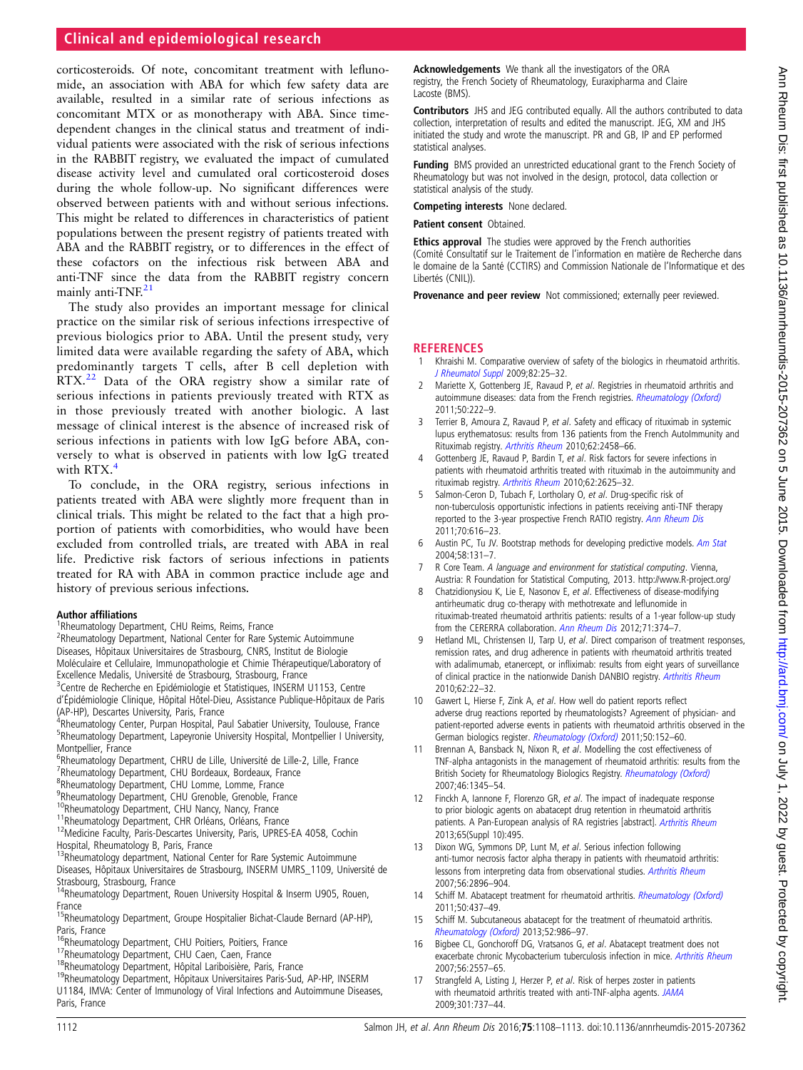corticosteroids. Of note, concomitant treatment with leflunomide, an association with ABA for which few safety data are available, resulted in a similar rate of serious infections as concomitant MTX or as monotherapy with ABA. Since time-dependent changes in the clinical status and treatment of individual patients were associated with the risk of serious infections in the RABBIT registry, we evaluated the impact of cumulated disease activity level and cumulated oral corticosteroid doses during the whole follow-up. No significant differences were observed between patients with and without serious infections. This might be related to differences in characteristics of patient populations between the present registry of patients treated with ABA and the RABBIT registry, or to differences in the effect of these cofactors on the infectious risk between ABA and anti-TNF since the data from the RABBIT registry concern mainly anti-TNF.[21]

The study also provides an important message for clinical practice on the similar risk of serious infections irrespective of previous biologics prior to ABA. Until the present study, very limited data were available regarding the safety of ABA, which predominantly targets T cells, after B cell depletion with RTX.[22] Data of the ORA registry show a similar rate of serious infections in patients previously treated with RTX as in those previously treated with another biologic. A last message of clinical interest is the absence of increased risk of serious infections in patients with low IgG before ABA, conversely to what is observed in patients with low IgG treated with RTX.[4]

To conclude, in the ORA registry, serious infections in patients treated with ABA were slightly more frequent than in clinical trials. This might be related to the fact that a high proportion of patients with comorbidities, who would have been excluded from controlled trials, are treated with ABA in real life. Predictive risk factors of serious infections in patients treated for RA with ABA in common practice include age and history of previous serious infections.

**Author affiliations**

[1]Rheumatology Department, CHU Reims, Reims, France
[2]Rheumatology Department, National Center for Rare Systemic Autoimmune Diseases, Hôpitaux Universitaires de Strasbourg, CNRS, Institut de Biologie Moléculaire et Cellulaire, Immunopathologie et Chimie Thérapeutique/Laboratory of Excellence Medalis, Université de Strasbourg, Strasbourg, France
[3]Centre de Recherche en Epidémiologie et Statistiques, INSERM U1153, Centre d'Épidémiologie Clinique, Hôpital Hôtel-Dieu, Assistance Publique-Hôpitaux de Paris (AP-HP), Descartes University, Paris, France
[4]Rheumatology Center, Purpan Hospital, Paul Sabatier University, Toulouse, France
[5]Rheumatology Department, Lapeyronie University Hospital, Montpellier I University, Montpellier, France
[6]Rheumatology Department, CHRU de Lille, Université de Lille-2, Lille, France
[7]Rheumatology Department, CHU Bordeaux, Bordeaux, France
[8]Rheumatology Department, CHU Lomme, Lomme, France
[9]Rheumatology Department, CHU Grenoble, Grenoble, France
[10]Rheumatology Department, CHU Nancy, Nancy, France
[11]Rheumatology Department, CHR Orléans, Orléans, France
[12]Medicine Faculty, Paris-Descartes University, Paris, UPRES-EA 4058, Cochin Hospital, Rheumatology B, Paris, France
[13]Rheumatology department, National Center for Rare Systemic Autoimmune Diseases, Hôpitaux Universitaires de Strasbourg, INSERM UMRS_1109, Université de Strasbourg, Strasbourg, France
[14]Rheumatology Department, Rouen University Hospital & Inserm U905, Rouen, France
[15]Rheumatology Department, Groupe Hospitalier Bichat-Claude Bernard (AP-HP), Paris, France
[16]Rheumatology Department, CHU Poitiers, Poitiers, France
[17]Rheumatology Department, CHU Caen, Caen, France
[18]Rheumatology Department, Hôpital Lariboisière, Paris, France
[19]Rheumatology Department, Hôpitaux Universitaires Paris-Sud, AP-HP, INSERM U1184, IMVA: Center of Immunology of Viral Infections and Autoimmune Diseases, Paris, France

**Acknowledgements** We thank all the investigators of the ORA registry, the French Society of Rheumatology, Euraxipharma and Claire Lacoste (BMS).

**Contributors** JHS and JEG contributed equally. All the authors contributed to data collection, interpretation of results and edited the manuscript. JEG, XM and JHS initiated the study and wrote the manuscript. PR and GB, IP and EP performed statistical analyses.

**Funding** BMS provided an unrestricted educational grant to the French Society of Rheumatology but was not involved in the design, protocol, data collection or statistical analysis of the study.

**Competing interests** None declared.

**Patient consent** Obtained.

**Ethics approval** The studies were approved by the French authorities (Comité Consultatif sur le Traitement de l'information en matière de Recherche dans le domaine de la Santé (CCTIRS) and Commission Nationale de l'Informatique et des Libertés (CNIL)).

**Provenance and peer review** Not commissioned; externally peer reviewed.

## REFERENCES

1. Khraishi M. Comparative overview of safety of the biologics in rheumatoid arthritis. *J Rheumatol Suppl* 2009;82:25–32.
2. Mariette X, Gottenberg JE, Ravaud P, *et al*. Registries in rheumatoid arthritis and autoimmune diseases: data from the French registries. *Rheumatology (Oxford)* 2011;50:222–9.
3. Terrier B, Amoura Z, Ravaud P, *et al*. Safety and efficacy of rituximab in systemic lupus erythematosus: results from 136 patients from the French AutoImmunity and Rituximab registry. *Arthritis Rheum* 2010;62:2458–66.
4. Gottenberg JE, Ravaud P, Bardin T, *et al*. Risk factors for severe infections in patients with rheumatoid arthritis treated with rituximab in the autoimmunity and rituximab registry. *Arthritis Rheum* 2010;62:2625–32.
5. Salmon-Ceron D, Tubach F, Lortholary O, *et al*. Drug-specific risk of non-tuberculosis opportunistic infections in patients receiving anti-TNF therapy reported to the 3-year prospective French RATIO registry. *Ann Rheum Dis* 2011;70:616–23.
6. Austin PC, Tu JV. Bootstrap methods for developing predictive models. *Am Stat* 2004;58:131–7.
7. R Core Team. *A language and environment for statistical computing*. Vienna, Austria: R Foundation for Statistical Computing, 2013. http://www.R-project.org/
8. Chatzidionysiou K, Lie E, Nasonov E, *et al*. Effectiveness of disease-modifying antirheumatic drug co-therapy with methotrexate and leflunomide in rituximab-treated rheumatoid arthritis patients: results of a 1-year follow-up study from the CERERRA collaboration. *Ann Rheum Dis* 2012;71:374–7.
9. Hetland ML, Christensen IJ, Tarp U, *et al*. Direct comparison of treatment responses, remission rates, and drug adherence in patients with rheumatoid arthritis treated with adalimumab, etanercept, or infliximab: results from eight years of surveillance of clinical practice in the nationwide Danish DANBIO registry. *Arthritis Rheum* 2010;62:22–32.
10. Gawert L, Hierse F, Zink A, *et al*. How well do patient reports reflect adverse drug reactions reported by rheumatologists? Agreement of physician- and patient-reported adverse events in patients with rheumatoid arthritis observed in the German biologics register. *Rheumatology (Oxford)* 2011;50:152–60.
11. Brennan A, Bansback N, Nixon R, *et al*. Modelling the cost effectiveness of TNF-alpha antagonists in the management of rheumatoid arthritis: results from the British Society for Rheumatology Biologics Registry. *Rheumatology (Oxford)* 2007;46:1345–54.
12. Finckh A, Iannone F, Florenzo GR, *et al*. The impact of inadequate response to prior biologic agents on abatacept drug retention in rheumatoid arthritis patients. A Pan-European analysis of RA registries [abstract]. *Arthritis Rheum* 2013;65(Suppl 10):495.
13. Dixon WG, Symmons DP, Lunt M, *et al*. Serious infection following anti-tumor necrosis factor alpha therapy in patients with rheumatoid arthritis: lessons from interpreting data from observational studies. *Arthritis Rheum* 2007;56:2896–904.
14. Schiff M. Abatacept treatment for rheumatoid arthritis. *Rheumatology (Oxford)* 2011;50:437–49.
15. Schiff M. Subcutaneous abatacept for the treatment of rheumatoid arthritis. *Rheumatology (Oxford)* 2013;52:986–97.
16. Bigbee CL, Gonchoroff DG, Vratsanos G, *et al*. Abatacept treatment does not exacerbate chronic Mycobacterium tuberculosis infection in mice. *Arthritis Rheum* 2007;56:2557–65.
17. Strangfeld A, Listing J, Herzer P, *et al*. Risk of herpes zoster in patients with rheumatoid arthritis treated with anti-TNF-alpha agents. *JAMA* 2009;301:737–44.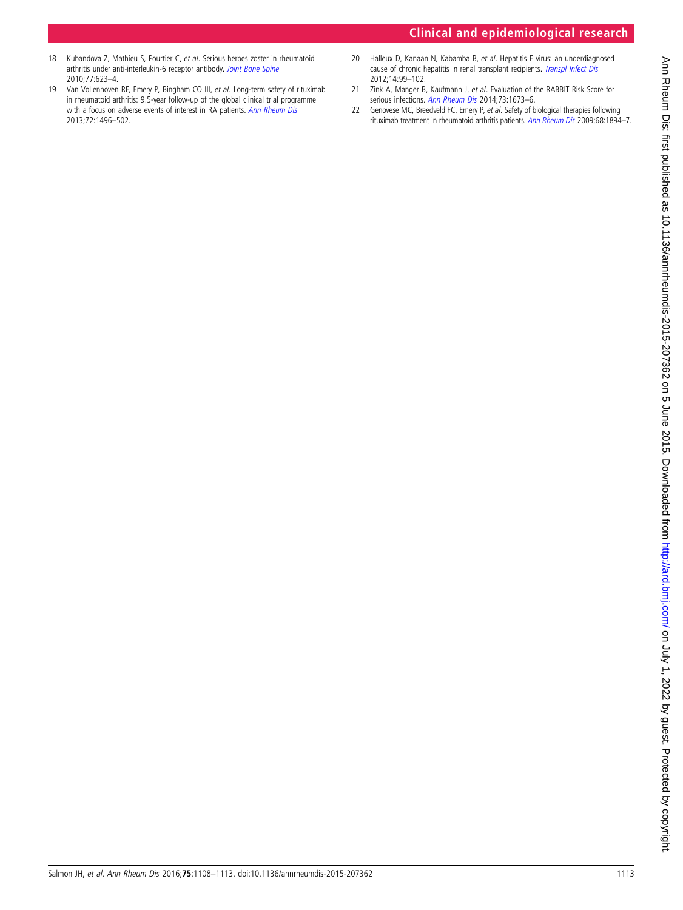18 Kubandova Z, Mathieu S, Pourtier C, *et al*. Serious herpes zoster in rheumatoid arthritis under anti-interleukin-6 receptor antibody. *Joint Bone Spine* 2010;77:623–4.

19 Van Vollenhoven RF, Emery P, Bingham CO III, *et al*. Long-term safety of rituximab in rheumatoid arthritis: 9.5-year follow-up of the global clinical trial programme with a focus on adverse events of interest in RA patients. *Ann Rheum Dis* 2013;72:1496–502.

20 Halleux D, Kanaan N, Kabamba B, *et al*. Hepatitis E virus: an underdiagnosed cause of chronic hepatitis in renal transplant recipients. *Transpl Infect Dis* 2012;14:99–102.

21 Zink A, Manger B, Kaufmann J, *et al*. Evaluation of the RABBIT Risk Score for serious infections. *Ann Rheum Dis* 2014;73:1673–6.

22 Genovese MC, Breedveld FC, Emery P, *et al*. Safety of biological therapies following rituximab treatment in rheumatoid arthritis patients. *Ann Rheum Dis* 2009;68:1894–7.